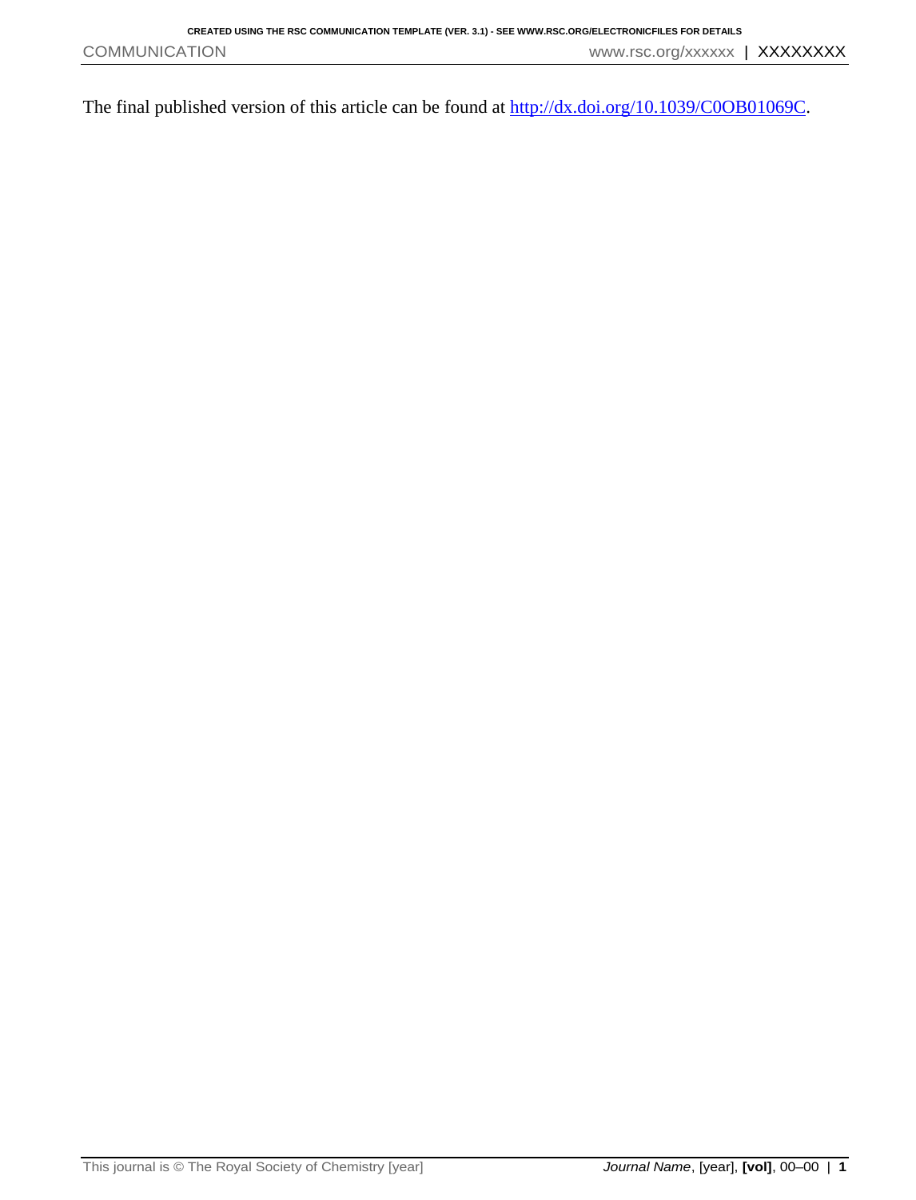The final published version of this article can be found at [http://dx.doi.org/10.1039/C0OB01069C](http://dx.doi.org/10.1039/C0OB01069C).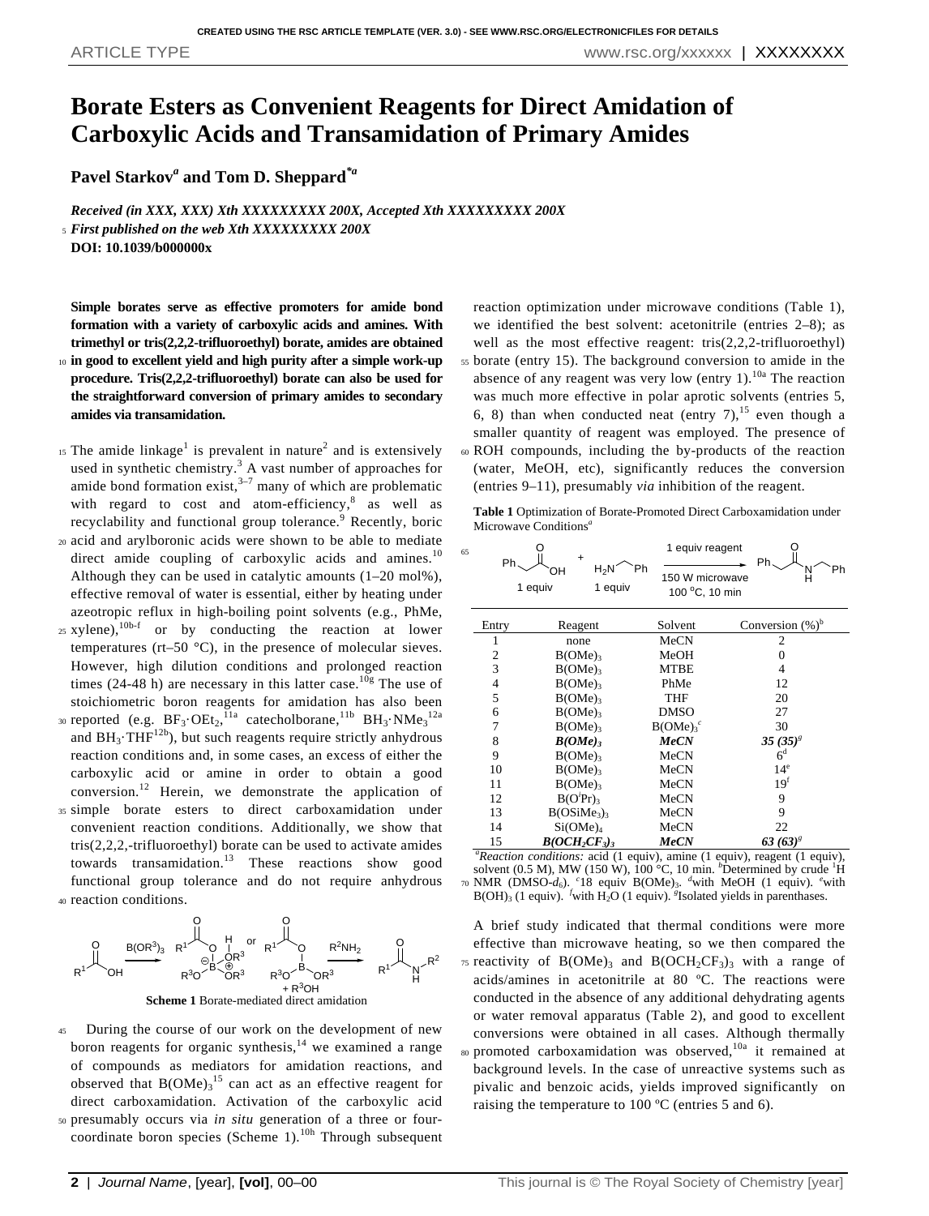# Borate Esters as Convenient Reagents for Direct Amidation of Carboxylic Acids and Transamidation of Primary Amides

**Pavel Starkov[a] and Tom D. Sheppard*[a]**

*Received (in XXX, XXX) Xth XXXXXXXXX 200X, Accepted Xth XXXXXXXXX 200X*
*First published on the web Xth XXXXXXXXX 200X*
**DOI: 10.1039/b000000x**

**Simple borates serve as effective promoters for amide bond formation with a variety of carboxylic acids and amines. With trimethyl or tris(2,2,2-trifluoroethyl) borate, amides are obtained in good to excellent yield and high purity after a simple work-up procedure. Tris(2,2,2-trifluoroethyl) borate can also be used for the straightforward conversion of primary amides to secondary amides via transamidation.**

The amide linkage[1] is prevalent in nature[2] and is extensively used in synthetic chemistry.[3] A vast number of approaches for amide bond formation exist,[3–7] many of which are problematic with regard to cost and atom-efficiency,[8] as well as recyclability and functional group tolerance.[9] Recently, boric acid and arylboronic acids were shown to be able to mediate direct amide coupling of carboxylic acids and amines.[10] Although they can be used in catalytic amounts (1–20 mol%), effective removal of water is essential, either by heating under azeotropic reflux in high-boiling point solvents (e.g., PhMe, xylene),[10b-f] or by conducting the reaction at lower temperatures (rt–50 °C), in the presence of molecular sieves. However, high dilution conditions and prolonged reaction times (24-48 h) are necessary in this latter case.[10g] The use of stoichiometric boron reagents for amidation has also been reported (e.g. $BF_3\cdot OEt_2$,[11a] catecholborane,[11b] $BH_3\cdot NMe_3$[12a] and $BH_3\cdot THF$[12b]), but such reagents require strictly anhydrous reaction conditions and, in some cases, an excess of either the carboxylic acid or amine in order to obtain a good conversion.[12] Herein, we demonstrate the application of simple borate esters to direct carboxamidation under convenient reaction conditions. Additionally, we show that tris(2,2,2,-trifluoroethyl) borate can be used to activate amides towards transamidation.[13] These reactions show good functional group tolerance and do not require anhydrous reaction conditions.

**Scheme 1** Borate-mediated direct amidation

During the course of our work on the development of new boron reagents for organic synthesis,[14] we examined a range of compounds as mediators for amidation reactions, and observed that $B(OMe)_3$[15] can act as an effective reagent for direct carboxamidation. Activation of the carboxylic acid presumably occurs via *in situ* generation of a three or four-coordinate boron species (Scheme 1).[10h] Through subsequent reaction optimization under microwave conditions (Table 1), we identified the best solvent: acetonitrile (entries 2–8); as well as the most effective reagent: tris(2,2,2-trifluoroethyl) borate (entry 15). The background conversion to amide in the absence of any reagent was very low (entry 1).[10a] The reaction was much more effective in polar aprotic solvents (entries 5, 6, 8) than when conducted neat (entry 7),[15] even though a smaller quantity of reagent was employed. The presence of ROH compounds, including the by-products of the reaction (water, MeOH, etc), significantly reduces the conversion (entries 9–11), presumably *via* inhibition of the reagent.

**Table 1** Optimization of Borate-Promoted Direct Carboxamidation under Microwave Conditions[a]

| Entry | Reagent | Solvent | Conversion (%)[b] |
|---|---|---|---|
| 1 | none | MeCN | 2 |
| 2 | $B(OMe)_3$ | MeOH | 0 |
| 3 | $B(OMe)_3$ | MTBE | 4 |
| 4 | $B(OMe)_3$ | PhMe | 12 |
| 5 | $B(OMe)_3$ | THF | 20 |
| 6 | $B(OMe)_3$ | DMSO | 27 |
| 7 | $B(OMe)_3$ | $B(OMe)_3$[c] | 30 |
| 8 | ***$B(OMe)_3$*** | ***MeCN*** | ***35 (35)***[g] |
| 9 | $B(OMe)_3$ | MeCN | 6[d] |
| 10 | $B(OMe)_3$ | MeCN | 14[e] |
| 11 | $B(OMe)_3$ | MeCN | 19[f] |
| 12 | $B(O^iPr)_3$ | MeCN | 9 |
| 13 | $B(OSiMe_3)_3$ | MeCN | 9 |
| 14 | $Si(OMe)_4$ | MeCN | 22 |
| 15 | ***$B(OCH_2CF_3)_3$*** | ***MeCN*** | ***63 (63)***[g] |

[a]*Reaction conditions:* acid (1 equiv), amine (1 equiv), reagent (1 equiv), solvent (0.5 M), MW (150 W), 100 °C, 10 min. [b]Determined by crude $^1H$ NMR (DMSO-$d_6$). [c]18 equiv $B(OMe)_3$. [d]with MeOH (1 equiv). [e]with $B(OH)_3$ (1 equiv). [f]with $H_2O$ (1 equiv). [g]Isolated yields in parenthases.

A brief study indicated that thermal conditions were more effective than microwave heating, so we then compared the reactivity of $B(OMe)_3$ and $B(OCH_2CF_3)_3$ with a range of acids/amines in acetonitrile at 80 ºC. The reactions were conducted in the absence of any additional dehydrating agents or water removal apparatus (Table 2), and good to excellent conversions were obtained in all cases. Although thermally promoted carboxamidation was observed,[10a] it remained at background levels. In the case of unreactive systems such as pivalic and benzoic acids, yields improved significantly on raising the temperature to 100 ºC (entries 5 and 6).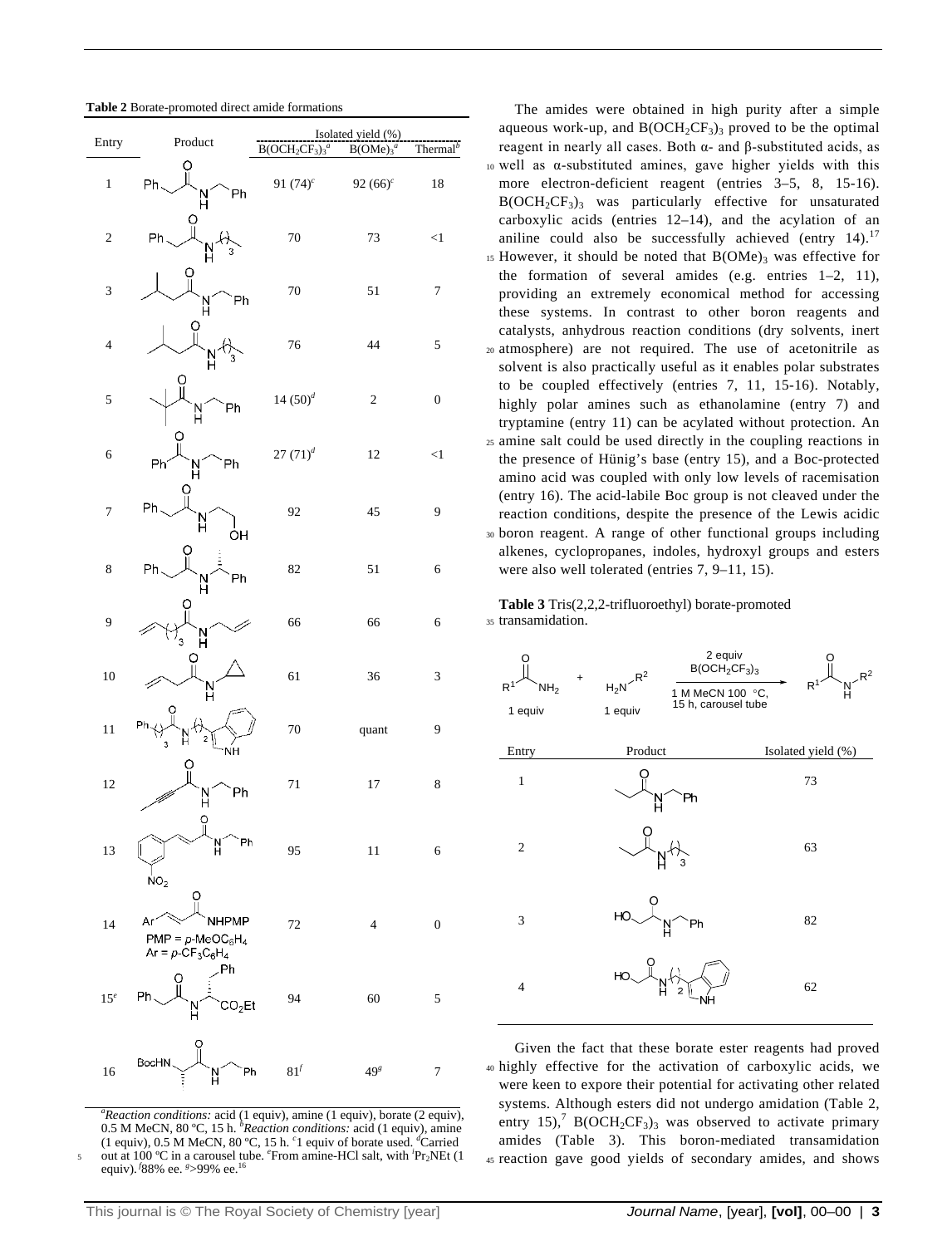**Table 2** Borate-promoted direct amide formations

| Entry | Product | Isolated yield (%) $B(OCH_2CF_3)_3$[a] | $B(OMe)_3$[a] | Thermal[b] |
|---|---|---|---|---|
| 1 | | 91 (74)[c] | 92 (66)[c] | 18 |
| 2 | | 70 | 73 | <1 |
| 3 | | 70 | 51 | 7 |
| 4 | | 76 | 44 | 5 |
| 5 | | 14 (50)[d] | 2 | 0 |
| 6 | | 27 (71)[d] | 12 | <1 |
| 7 | | 92 | 45 | 9 |
| 8 | | 82 | 51 | 6 |
| 9 | | 66 | 66 | 6 |
| 10 | | 61 | 36 | 3 |
| 11 | | 70 | quant | 9 |
| 12 | | 71 | 17 | 8 |
| 13 | | 95 | 11 | 6 |
| 14 | PMP = *p*-MeOC$_6$H$_4$; Ar = *p*-CF$_3$C$_6$H$_4$ | 72 | 4 | 0 |
| 15[e] | | 94 | 60 | 5 |
| 16 | | 81[f] | 49[g] | 7 |

[a]*Reaction conditions:* acid (1 equiv), amine (1 equiv), borate (2 equiv), 0.5 M MeCN, 80 ºC, 15 h. [b]*Reaction conditions:* acid (1 equiv), amine (1 equiv), 0.5 M MeCN, 80 ºC, 15 h. [c]1 equiv of borate used. [d]Carried out at 100 ºC in a carousel tube. [e]From amine-HCl salt, with $^i$Pr$_2$NEt (1 equiv). [f]88% ee. [g]>99% ee.[16]

The amides were obtained in high purity after a simple aqueous work-up, and $B(OCH_2CF_3)_3$ proved to be the optimal reagent in nearly all cases. Both α- and β-substituted acids, as well as α-substituted amines, gave higher yields with this more electron-deficient reagent (entries 3–5, 8, 15-16). $B(OCH_2CF_3)_3$ was particularly effective for unsaturated carboxylic acids (entries 12–14), and the acylation of an aniline could also be successfully achieved (entry 14).[17] However, it should be noted that $B(OMe)_3$ was effective for the formation of several amides (e.g. entries 1–2, 11), providing an extremely economical method for accessing these systems. In contrast to other boron reagents and catalysts, anhydrous reaction conditions (dry solvents, inert atmosphere) are not required. The use of acetonitrile as solvent is also practically useful as it enables polar substrates to be coupled effectively (entries 7, 11, 15-16). Notably, highly polar amines such as ethanolamine (entry 7) and tryptamine (entry 11) can be acylated without protection. An amine salt could be used directly in the coupling reactions in the presence of Hünig's base (entry 15), and a Boc-protected amino acid was coupled with only low levels of racemisation (entry 16). The acid-labile Boc group is not cleaved under the reaction conditions, despite the presence of the Lewis acidic boron reagent. A range of other functional groups including alkenes, cyclopropanes, indoles, hydroxyl groups and esters were also well tolerated (entries 7, 9–11, 15).

**Table 3** Tris(2,2,2-trifluoroethyl) borate-promoted transamidation.

$R^1CONH_2$ (1 equiv) + $H_2NR^2$ (1 equiv) → $R^1CONHR^2$; 2 equiv $B(OCH_2CF_3)_3$, 1 M MeCN 100 °C, 15 h, carousel tube

| Entry | Product | Isolated yield (%) |
|---|---|---|
| 1 | | 73 |
| 2 | | 63 |
| 3 | | 82 |
| 4 | | 62 |

Given the fact that these borate ester reagents had proved highly effective for the activation of carboxylic acids, we were keen to expore their potential for activating other related systems. Although esters did not undergo amidation (Table 2, entry 15),[7] $B(OCH_2CF_3)_3$ was observed to activate primary amides (Table 3). This boron-mediated transamidation reaction gave good yields of secondary amides, and shows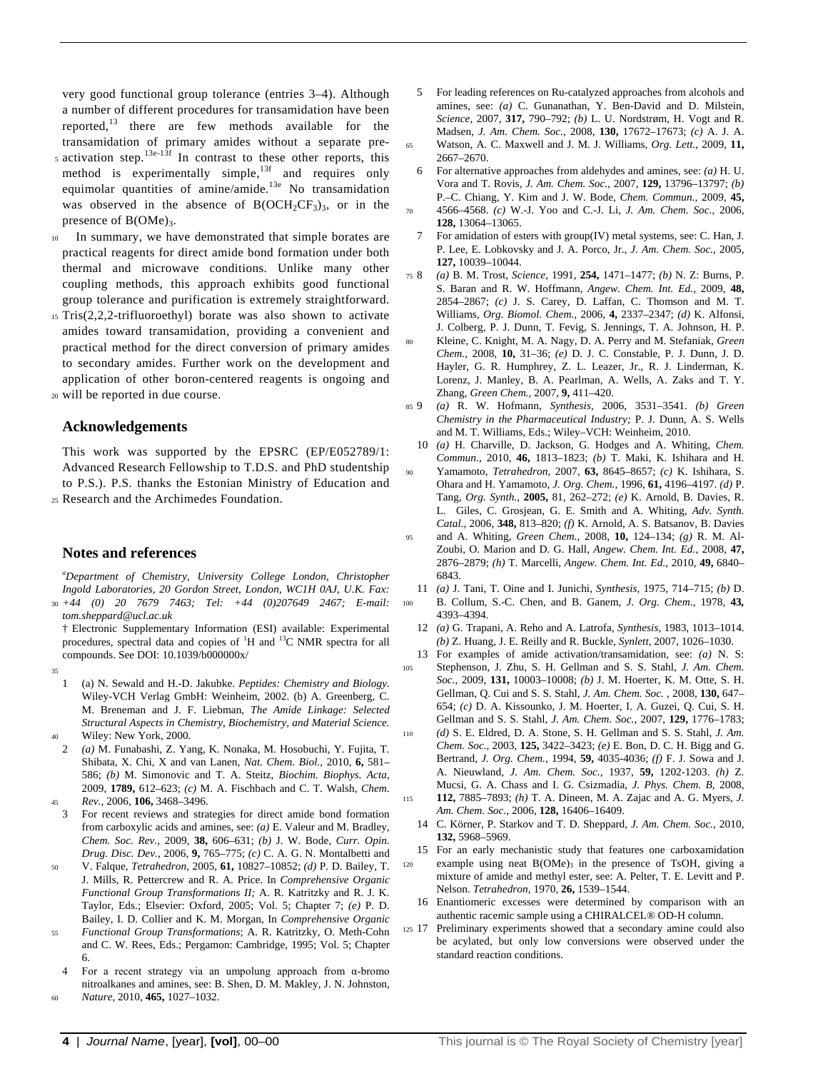very good functional group tolerance (entries 3–4). Although a number of different procedures for transamidation have been reported,[13] there are few methods available for the transamidation of primary amides without a separate pre-activation step.[13e-13f] In contrast to these other reports, this method is experimentally simple,[13f] and requires only equimolar quantities of amine/amide.[13e] No transamidation was observed in the absence of $B(OCH_2CF_3)_3$, or in the presence of $B(OMe)_3$.

In summary, we have demonstrated that simple borates are practical reagents for direct amide bond formation under both thermal and microwave conditions. Unlike many other coupling methods, this approach exhibits good functional group tolerance and purification is extremely straightforward. Tris(2,2,2-trifluoroethyl) borate was also shown to activate amides toward transamidation, providing a convenient and practical method for the direct conversion of primary amides to secondary amides. Further work on the development and application of other boron-centered reagents is ongoing and will be reported in due course.

## Acknowledgements

This work was supported by the EPSRC (EP/E052789/1: Advanced Research Fellowship to T.D.S. and PhD studentship to P.S.). P.S. thanks the Estonian Ministry of Education and Research and the Archimedes Foundation.

## Notes and references

[a] *Department of Chemistry, University College London, Christopher Ingold Laboratories, 20 Gordon Street, London, WC1H 0AJ, U.K. Fax: +44 (0) 20 7679 7463; Tel: +44 (0)207649 2467; E-mail: tom.sheppard@ucl.ac.uk*

† Electronic Supplementary Information (ESI) available: Experimental procedures, spectral data and copies of $^1$H and $^{13}$C NMR spectra for all compounds. See DOI: 10.1039/b000000x/

1. (a) N. Sewald and H.-D. Jakubke. *Peptides: Chemistry and Biology.* Wiley-VCH Verlag GmbH: Weinheim, 2002. (b) A. Greenberg, C. M. Breneman and J. F. Liebman, *The Amide Linkage: Selected Structural Aspects in Chemistry, Biochemistry, and Material Science.* Wiley: New York, 2000.
2. *(a)* M. Funabashi, Z. Yang, K. Nonaka, M. Hosobuchi, Y. Fujita, T. Shibata, X. Chi, X and van Lanen, *Nat. Chem. Biol.,* 2010, **6,** 581–586; *(b)* M. Simonovic and T. A. Steitz, *Biochim. Biophys. Acta*, 2009, **1789,** 612–623; *(c)* M. A. Fischbach and C. T. Walsh, *Chem. Rev.,* 2006, **106,** 3468–3496.
3. For recent reviews and strategies for direct amide bond formation from carboxylic acids and amines, see: *(a)* E. Valeur and M. Bradley, *Chem. Soc. Rev.,* 2009, **38,** 606–631; *(b)* J. W. Bode, *Curr. Opin. Drug. Disc. Dev.,* 2006, **9,** 765–775; *(c)* C. A. G. N. Montalbetti and V. Falque, *Tetrahedron,* 2005, **61,** 10827–10852; *(d)* P. D. Bailey, T. J. Mills, R. Pettercrew and R. A. Price. In *Comprehensive Organic Functional Group Transformations II;* A. R. Katritzky and R. J. K. Taylor, Eds.; Elsevier: Oxford, 2005; Vol. 5; Chapter 7; *(e)* P. D. Bailey, I. D. Collier and K. M. Morgan, In *Comprehensive Organic Functional Group Transformations*; A. R. Katritzky, O. Meth-Cohn and C. W. Rees, Eds.; Pergamon: Cambridge, 1995; Vol. 5; Chapter 6.
4. For a recent strategy via an umpolung approach from α-bromo nitroalkanes and amines, see: B. Shen, D. M. Makley, J. N. Johnston, *Nature,* 2010, **465,** 1027–1032.
5. For leading references on Ru-catalyzed approaches from alcohols and amines, see: *(a)* C. Gunanathan, Y. Ben-David and D. Milstein, *Science,* 2007, **317,** 790–792; *(b)* L. U. Nordstrøm, H. Vogt and R. Madsen, *J. Am. Chem. Soc.,* 2008, **130,** 17672–17673; *(c)* A. J. A. Watson, A. C. Maxwell and J. M. J. Williams, *Org. Lett.,* 2009, **11,** 2667–2670.
6. For alternative approaches from aldehydes and amines, see: *(a)* H. U. Vora and T. Rovis, *J. Am. Chem. Soc.,* 2007, **129,** 13796–13797; *(b)* P.–C. Chiang, Y. Kim and J. W. Bode, *Chem. Commun.,* 2009, **45,** 4566–4568. *(c)* W.-J. Yoo and C.-J. Li, *J. Am. Chem. Soc.,* 2006, **128,** 13064–13065.
7. For amidation of esters with group(IV) metal systems, see: C. Han, J. P. Lee, E. Lobkovsky and J. A. Porco, Jr., *J. Am. Chem. Soc.,* 2005, **127,** 10039–10044.
8. *(a)* B. M. Trost, *Science,* 1991, **254,** 1471–1477; *(b)* N. Z: Burns, P. S. Baran and R. W. Hoffmann, *Angew. Chem. Int. Ed.,* 2009, **48,** 2854–2867; *(c)* J. S. Carey, D. Laffan, C. Thomson and M. T. Williams, *Org. Biomol. Chem.,* 2006, **4,** 2337–2347; *(d)* K. Alfonsi, J. Colberg, P. J. Dunn, T. Fevig, S. Jennings, T. A. Johnson, H. P. Kleine, C. Knight, M. A. Nagy, D. A. Perry and M. Stefaniak, *Green Chem.,* 2008, **10,** 31–36; *(e)* D. J. C. Constable, P. J. Dunn, J. D. Hayler, G. R. Humphrey, Z. L. Leazer, Jr., R. J. Linderman, K. Lorenz, J. Manley, B. A. Pearlman, A. Wells, A. Zaks and T. Y. Zhang, *Green Chem.,* 2007, **9,** 411–420.
9. *(a)* R. W. Hofmann, *Synthesis,* 2006, 3531–3541. *(b) Green Chemistry in the Pharmaceutical Industry;* P. J. Dunn, A. S. Wells and M. T. Williams, Eds.; Wiley–VCH: Weinheim, 2010.
10. *(a)* H. Charville, D. Jackson, G. Hodges and A. Whiting, *Chem. Commun.,* 2010, **46,** 1813–1823; *(b)* T. Maki, K. Ishihara and H. Yamamoto, *Tetrahedron,* 2007, **63,** 8645–8657; *(c)* K. Ishihara, S. Ohara and H. Yamamoto, *J. Org. Chem.,* 1996, **61,** 4196–4197. *(d)* P. Tang, *Org. Synth.,* **2005,** 81, 262–272; *(e)* K. Arnold, B. Davies, R. L. Giles, C. Grosjean, G. E. Smith and A. Whiting, *Adv. Synth. Catal.,* 2006, **348,** 813–820; *(f)* K. Arnold, A. S. Batsanov, B. Davies and A. Whiting, *Green Chem.,* 2008, **10,** 124–134; *(g)* R. M. Al-Zoubi, O. Marion and D. G. Hall, *Angew. Chem. Int. Ed.,* 2008, **47,** 2876–2879; *(h)* T. Marcelli, *Angew. Chem. Int. Ed.,* 2010, **49,** 6840–6843.
11. *(a)* J. Tani, T. Oine and I. Junichi, *Synthesis,* 1975, 714–715; *(b)* D. B. Collum, S.-C. Chen, and B. Ganem, *J. Org. Chem*., 1978, **43,** 4393–4394.
12. *(a)* G. Trapani, A. Reho and A. Latrofa, *Synthesis,* 1983, 1013–1014. *(b)* Z. Huang, J. E. Reilly and R. Buckle, *Synlett,* 2007, 1026–1030.
13. For examples of amide activation/transamidation, see: *(a)* N. S: Stephenson, J. Zhu, S. H. Gellman and S. S. Stahl, *J. Am. Chem. Soc.,* 2009, **131,** 10003–10008; *(b)* J. M. Hoerter, K. M. Otte, S. H. Gellman, Q. Cui and S. S. Stahl, *J. Am. Chem. Soc.* , 2008, **130,** 647–654; *(c)* D. A. Kissounko, J. M. Hoerter, I. A. Guzei, Q. Cui, S. H. Gellman and S. S. Stahl, *J. Am. Chem. Soc.,* 2007, **129,** 1776–1783; *(d)* S. E. Eldred, D. A. Stone, S. H. Gellman and S. S. Stahl, *J. Am. Chem. Soc.,* 2003, **125,** 3422–3423; *(e)* E. Bon, D. C. H. Bigg and G. Bertrand, *J. Org. Chem.,* 1994, **59,** 4035-4036; *(f)* F. J. Sowa and J. A. Nieuwland, *J. Am. Chem. Soc.,* 1937, **59,** 1202-1203. *(h)* Z. Mucsi, G. A. Chass and I. G. Csizmadia, *J. Phys. Chem. B,* 2008, **112,** 7885–7893; *(h)* T. A. Dineen, M. A. Zajac and A. G. Myers, *J. Am. Chem. Soc.,* 2006, **128,** 16406–16409.
14. C. Körner, P. Starkov and T. D. Sheppard, *J. Am. Chem. Soc.,* 2010, **132,** 5968–5969.
15. For an early mechanistic study that features one carboxamidation example using neat $B(OMe)_3$ in the presence of TsOH, giving a mixture of amide and methyl ester, see: A. Pelter, T. E. Levitt and P. Nelson. *Tetrahedron,* 1970, **26,** 1539–1544.
16. Enantiomeric excesses were determined by comparison with an authentic racemic sample using a CHIRALCEL® OD-H column.
17. Preliminary experiments showed that a secondary amine could also be acylated, but only low conversions were observed under the standard reaction conditions.